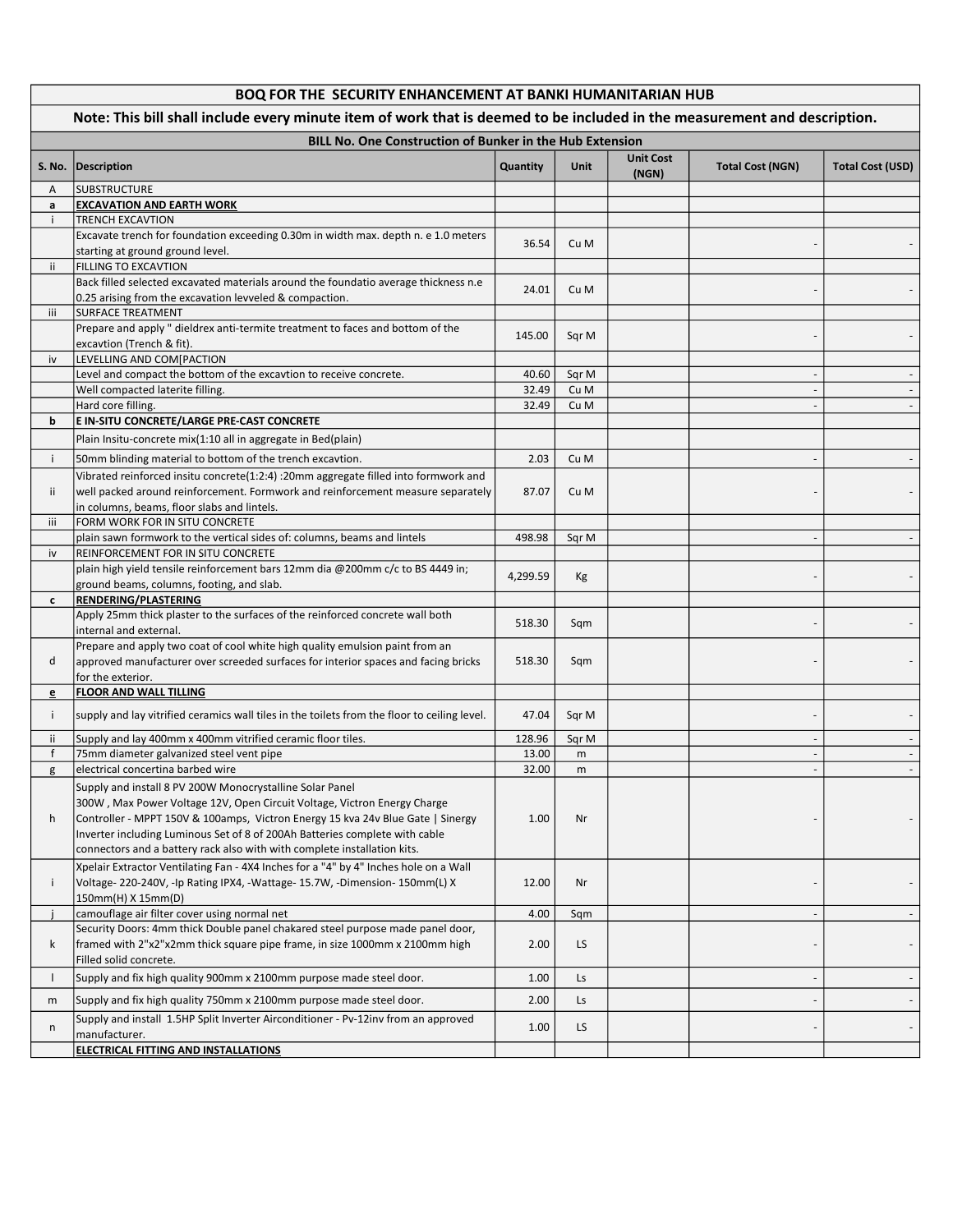| BOQ FOR THE SECURITY ENHANCEMENT AT BANKI HUMANITARIAN HUB | | | | | | |
|---|---|---|---|---|---|---|
| **Note: This bill shall include every minute item of work that is deemed to be included in the measurement and description.** | | | | | | |
| **BILL No. One Construction of Bunker in the Hub Extension** | | | | | | |
| **S. No.** | **Description** | **Quantity** | **Unit** | **Unit Cost (NGN)** | **Total Cost (NGN)** | **Total Cost (USD)** |
| A | SUBSTRUCTURE | | | | | |
| **a** | **EXCAVATION AND EARTH WORK** | | | | | |
| i | TRENCH EXCAVTION | | | | | |
| | Excavate trench for foundation exceeding 0.30m in width max. depth n. e 1.0 meters starting at ground ground level. | 36.54 | Cu M | | - | - |
| ii | FILLING TO EXCAVTION | | | | | |
| | Back filled selected excavated materials around the foundatio average thickness n.e 0.25 arising from the excavation levveled & compaction. | 24.01 | Cu M | | - | - |
| iii | SURFACE TREATMENT | | | | | |
| | Prepare and apply " dieldrex anti-termite treatment to faces and bottom of the excavtion (Trench & fit). | 145.00 | Sqr M | | - | - |
| iv | LEVELLING AND COM[PACTION | | | | | |
| | Level and compact the bottom of the excavtion to receive concrete. | 40.60 | Sqr M | | - | - |
| | Well compacted laterite filling. | 32.49 | Cu M | | - | - |
| | Hard core filling. | 32.49 | Cu M | | - | - |
| **b** | **E IN-SITU CONCRETE/LARGE PRE-CAST CONCRETE** | | | | | |
| | Plain Insitu-concrete mix(1:10 all in aggregate in Bed(plain) | | | | | |
| i | 50mm blinding material to bottom of the trench excavtion. | 2.03 | Cu M | | - | - |
| ii | Vibrated reinforced insitu concrete(1:2:4) :20mm aggregate filled into formwork and well packed around reinforcement. Formwork and reinforcement measure separately in columns, beams, floor slabs and lintels. | 87.07 | Cu M | | - | - |
| iii | FORM WORK FOR IN SITU CONCRETE | | | | | |
| | plain sawn formwork to the vertical sides of: columns, beams and lintels | 498.98 | Sqr M | | - | - |
| iv | REINFORCEMENT FOR IN SITU CONCRETE | | | | | |
| | plain high yield tensile reinforcement bars 12mm dia @200mm c/c to BS 4449 in; ground beams, columns, footing, and slab. | 4,299.59 | Kg | | - | - |
| **c** | **RENDERING/PLASTERING** | | | | | |
| | Apply 25mm thick plaster to the surfaces of the reinforced concrete wall both internal and external. | 518.30 | Sqm | | - | - |
| d | Prepare and apply two coat of cool white high quality emulsion paint from an approved manufacturer over screeded surfaces for interior spaces and facing bricks for the exterior. | 518.30 | Sqm | | - | - |
| **e** | **FLOOR AND WALL TILLING** | | | | | |
| i | supply and lay vitrified ceramics wall tiles in the toilets from the floor to ceiling level. | 47.04 | Sqr M | | - | - |
| ii | Supply and lay 400mm x 400mm vitrified ceramic floor tiles. | 128.96 | Sqr M | | - | - |
| f | 75mm diameter galvanized steel vent pipe | 13.00 | m | | - | - |
| g | electrical concertina barbed wire | 32.00 | m | | - | - |
| h | Supply and install 8 PV 200W Monocrystalline Solar Panel 300W , Max Power Voltage 12V, Open Circuit Voltage, Victron Energy Charge Controller - MPPT 150V & 100amps, Victron Energy 15 kva 24v Blue Gate \| Sinergy Inverter including Luminous Set of 8 of 200Ah Batteries complete with cable connectors and a battery rack also with with complete installation kits. | 1.00 | Nr | | - | - |
| i | Xpelair Extractor Ventilating Fan - 4X4 Inches for a "4" by 4" Inches hole on a Wall Voltage- 220-240V, -Ip Rating IPX4, -Wattage- 15.7W, -Dimension- 150mm(L) X 150mm(H) X 15mm(D) | 12.00 | Nr | | - | - |
| j | camouflage air filter cover using normal net | 4.00 | Sqm | | - | - |
| k | Security Doors: 4mm thick Double panel chakared steel purpose made panel door, framed with 2"x2"x2mm thick square pipe frame, in size 1000mm x 2100mm high Filled solid concrete. | 2.00 | LS | | - | - |
| l | Supply and fix high quality 900mm x 2100mm purpose made steel door. | 1.00 | Ls | | - | - |
| m | Supply and fix high quality 750mm x 2100mm purpose made steel door. | 2.00 | Ls | | - | - |
| n | Supply and install 1.5HP Split Inverter Airconditioner - Pv-12inv from an approved manufacturer. | 1.00 | LS | | - | - |
| | **ELECTRICAL FITTING AND INSTALLATIONS** | | | | | |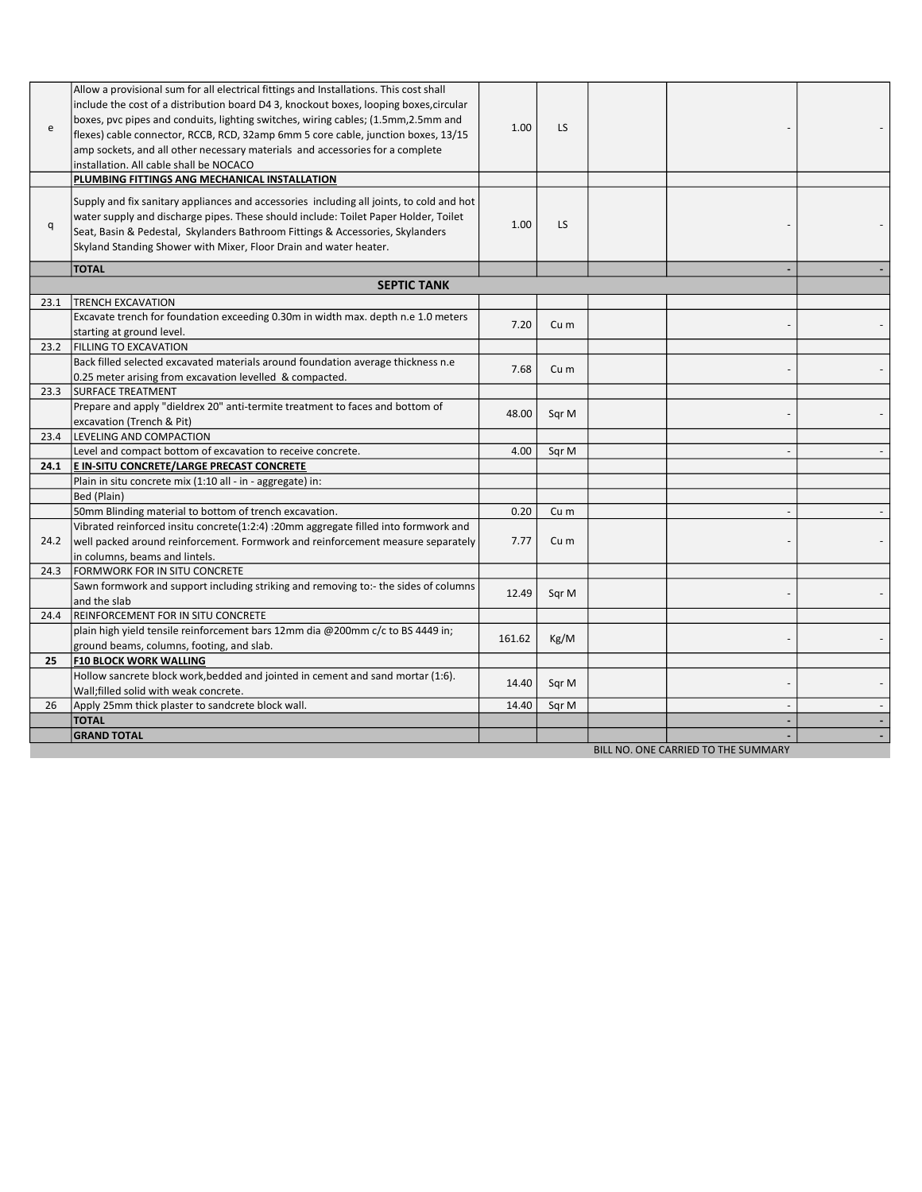| | | | | | | |
|---|---|---|---|---|---|---|
| e | Allow a provisional sum for all electrical fittings and Installations. This cost shall include the cost of a distribution board D4 3, knockout boxes, looping boxes,circular boxes, pvc pipes and conduits, lighting switches, wiring cables; (1.5mm,2.5mm and flexes) cable connector, RCCB, RCD, 32amp 6mm 5 core cable, junction boxes, 13/15 amp sockets, and all other necessary materials and accessories for a complete installation. All cable shall be NOCACO | 1.00 | LS | | - | - |
| | **PLUMBING FITTINGS ANG MECHANICAL INSTALLATION** | | | | | |
| q | Supply and fix sanitary appliances and accessories including all joints, to cold and hot water supply and discharge pipes. These should include: Toilet Paper Holder, Toilet Seat, Basin & Pedestal, Skylanders Bathroom Fittings & Accessories, Skylanders Skyland Standing Shower with Mixer, Floor Drain and water heater. | 1.00 | LS | | - | - |
| | **TOTAL** | | | | - | - |
| | **SEPTIC TANK** | | | | | |
| 23.1 | TRENCH EXCAVATION | | | | | |
| | Excavate trench for foundation exceeding 0.30m in width max. depth n.e 1.0 meters starting at ground level. | 7.20 | Cu m | | - | - |
| 23.2 | FILLING TO EXCAVATION | | | | | |
| | Back filled selected excavated materials around foundation average thickness n.e 0.25 meter arising from excavation levelled & compacted. | 7.68 | Cu m | | - | - |
| 23.3 | SURFACE TREATMENT | | | | | |
| | Prepare and apply "dieldrex 20" anti-termite treatment to faces and bottom of excavation (Trench & Pit) | 48.00 | Sqr M | | - | - |
| 23.4 | LEVELING AND COMPACTION | | | | | |
| | Level and compact bottom of excavation to receive concrete. | 4.00 | Sqr M | | - | - |
| **24.1** | **E IN-SITU CONCRETE/LARGE PRECAST CONCRETE** | | | | | |
| | Plain in situ concrete mix (1:10 all - in - aggregate) in: | | | | | |
| | Bed (Plain) | | | | | |
| | 50mm Blinding material to bottom of trench excavation. | 0.20 | Cu m | | - | - |
| 24.2 | Vibrated reinforced insitu concrete(1:2:4) :20mm aggregate filled into formwork and well packed around reinforcement. Formwork and reinforcement measure separately in columns, beams and lintels. | 7.77 | Cu m | | - | - |
| 24.3 | FORMWORK FOR IN SITU CONCRETE | | | | | |
| | Sawn formwork and support including striking and removing to:- the sides of columns and the slab | 12.49 | Sqr M | | - | - |
| 24.4 | REINFORCEMENT FOR IN SITU CONCRETE | | | | | |
| | plain high yield tensile reinforcement bars 12mm dia @200mm c/c to BS 4449 in; ground beams, columns, footing, and slab. | 161.62 | Kg/M | | - | - |
| **25** | **F10 BLOCK WORK WALLING** | | | | | |
| | Hollow sancrete block work,bedded and jointed in cement and sand mortar (1:6). Wall;filled solid with weak concrete. | 14.40 | Sqr M | | - | - |
| 26 | Apply 25mm thick plaster to sandcrete block wall. | 14.40 | Sqr M | | - | - |
| | **TOTAL** | | | | - | - |
| | **GRAND TOTAL** | | | | - | - |
| | | | | BILL NO. ONE CARRIED TO THE SUMMARY | | |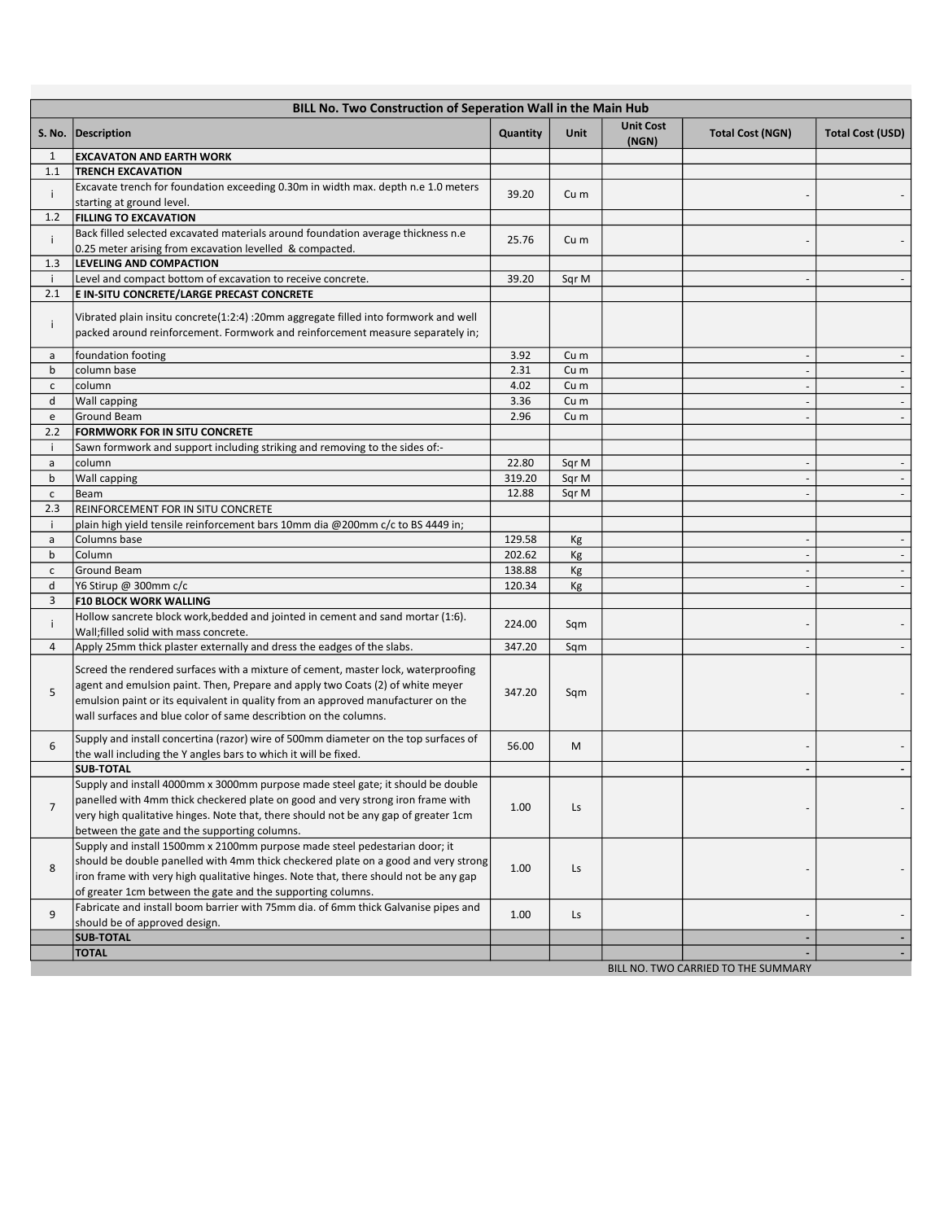| BILL No. Two Construction of Seperation Wall in the Main Hub | | | | | | |
|---|---|---|---|---|---|---|
| S. No. | Description | Quantity | Unit | Unit Cost (NGN) | Total Cost (NGN) | Total Cost (USD) |
| 1 | **EXCAVATON AND EARTH WORK** | | | | | |
| 1.1 | **TRENCH EXCAVATION** | | | | | |
| i | Excavate trench for foundation exceeding 0.30m in width max. depth n.e 1.0 meters starting at ground level. | 39.20 | Cu m | | - | - |
| 1.2 | **FILLING TO EXCAVATION** | | | | | |
| i | Back filled selected excavated materials around foundation average thickness n.e 0.25 meter arising from excavation levelled & compacted. | 25.76 | Cu m | | - | - |
| 1.3 | **LEVELING AND COMPACTION** | | | | | |
| i | Level and compact bottom of excavation to receive concrete. | 39.20 | Sqr M | | - | - |
| 2.1 | **E IN-SITU CONCRETE/LARGE PRECAST CONCRETE** | | | | | |
| i | Vibrated plain insitu concrete(1:2:4) :20mm aggregate filled into formwork and well packed around reinforcement. Formwork and reinforcement measure separately in; | | | | | |
| a | foundation footing | 3.92 | Cu m | | - | - |
| b | column base | 2.31 | Cu m | | - | - |
| c | column | 4.02 | Cu m | | - | - |
| d | Wall capping | 3.36 | Cu m | | - | - |
| e | Ground Beam | 2.96 | Cu m | | - | - |
| 2.2 | **FORMWORK FOR IN SITU CONCRETE** | | | | | |
| i | Sawn formwork and support including striking and removing to the sides of:- | | | | | |
| a | column | 22.80 | Sqr M | | - | - |
| b | Wall capping | 319.20 | Sqr M | | - | - |
| c | Beam | 12.88 | Sqr M | | - | - |
| 2.3 | REINFORCEMENT FOR IN SITU CONCRETE | | | | | |
| i | plain high yield tensile reinforcement bars 10mm dia @200mm c/c to BS 4449 in; | | | | | |
| a | Columns base | 129.58 | Kg | | - | - |
| b | Column | 202.62 | Kg | | - | - |
| c | Ground Beam | 138.88 | Kg | | - | - |
| d | Y6 Stirup @ 300mm c/c | 120.34 | Kg | | - | - |
| 3 | **F10 BLOCK WORK WALLING** | | | | | |
| i | Hollow sancrete block work,bedded and jointed in cement and sand mortar (1:6). Wall;filled solid with mass concrete. | 224.00 | Sqm | | - | - |
| 4 | Apply 25mm thick plaster externally and dress the eadges of the slabs. | 347.20 | Sqm | | - | - |
| 5 | Screed the rendered surfaces with a mixture of cement, master lock, waterproofing agent and emulsion paint. Then, Prepare and apply two Coats (2) of white meyer emulsion paint or its equivalent in quality from an approved manufacturer on the wall surfaces and blue color of same describtion on the columns. | 347.20 | Sqm | | - | - |
| 6 | Supply and install concertina (razor) wire of 500mm diameter on the top surfaces of the wall including the Y angles bars to which it will be fixed. | 56.00 | M | | - | - |
| | **SUB-TOTAL** | | | | - | - |
| 7 | Supply and install 4000mm x 3000mm purpose made steel gate; it should be double panelled with 4mm thick checkered plate on good and very strong iron frame with very high qualitative hinges. Note that, there should not be any gap of greater 1cm between the gate and the supporting columns. | 1.00 | Ls | | - | - |
| 8 | Supply and install 1500mm x 2100mm purpose made steel pedestarian door; it should be double panelled with 4mm thick checkered plate on a good and very strong iron frame with very high qualitative hinges. Note that, there should not be any gap of greater 1cm between the gate and the supporting columns. | 1.00 | Ls | | - | - |
| 9 | Fabricate and install boom barrier with 75mm dia. of 6mm thick Galvanise pipes and should be of approved design. | 1.00 | Ls | | - | - |
| | **SUB-TOTAL** | | | | - | - |
| | **TOTAL** | | | | - | - |

BILL NO. TWO CARRIED TO THE SUMMARY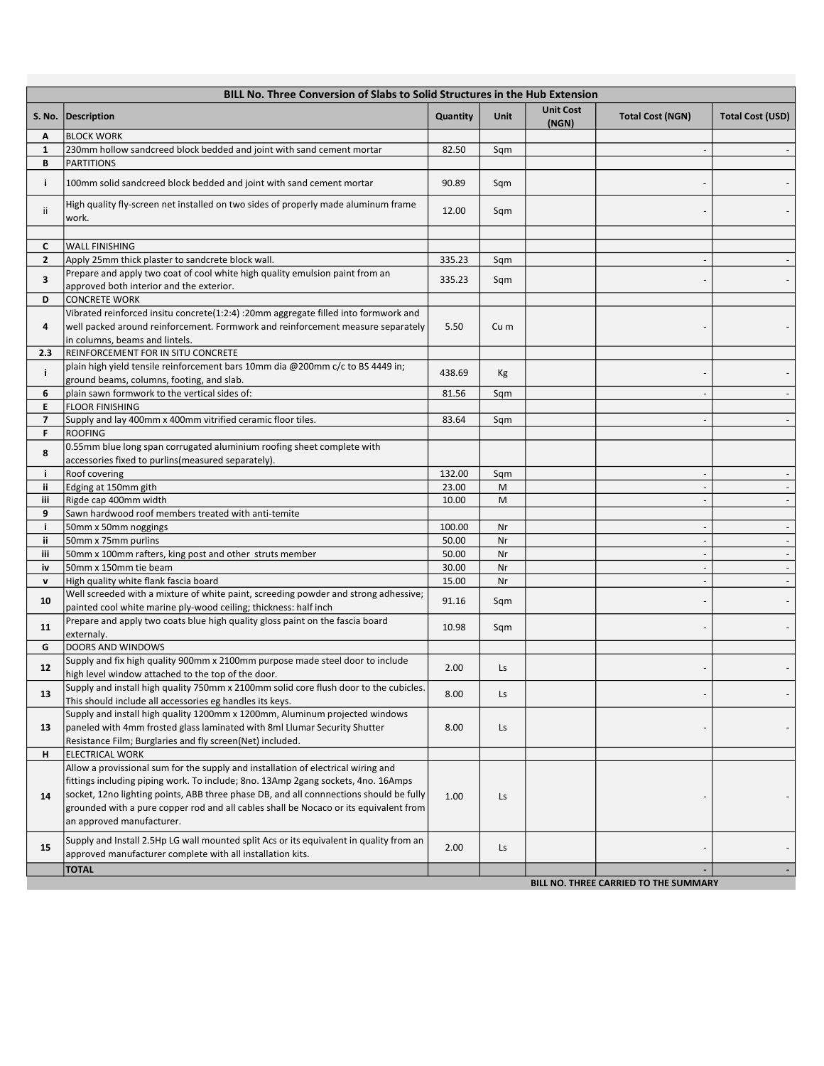| BILL No. Three Conversion of Slabs to Solid Structures in the Hub Extension | | | | | | |
|---|---|---|---|---|---|---|
| S. No. | Description | Quantity | Unit | Unit Cost (NGN) | Total Cost (NGN) | Total Cost (USD) |
| A | BLOCK WORK | | | | | |
| 1 | 230mm hollow sandcreed block bedded and joint with sand cement mortar | 82.50 | Sqm | | - | - |
| B | PARTITIONS | | | | | |
| i | 100mm solid sandcreed block bedded and joint with sand cement mortar | 90.89 | Sqm | | - | - |
| ii | High quality fly-screen net installed on two sides of properly made aluminum frame work. | 12.00 | Sqm | | - | - |
| | | | | | | |
| C | WALL FINISHING | | | | | |
| 2 | Apply 25mm thick plaster to sandcrete block wall. | 335.23 | Sqm | | - | - |
| 3 | Prepare and apply two coat of cool white high quality emulsion paint from an approved both interior and the exterior. | 335.23 | Sqm | | - | - |
| D | CONCRETE WORK | | | | | |
| 4 | Vibrated reinforced insitu concrete(1:2:4) :20mm aggregate filled into formwork and well packed around reinforcement. Formwork and reinforcement measure separately in columns, beams and lintels. | 5.50 | Cu m | | - | - |
| 2.3 | REINFORCEMENT FOR IN SITU CONCRETE | | | | | |
| i | plain high yield tensile reinforcement bars 10mm dia @200mm c/c to BS 4449 in; ground beams, columns, footing, and slab. | 438.69 | Kg | | - | - |
| 6 | plain sawn formwork to the vertical sides of: | 81.56 | Sqm | | - | - |
| E | FLOOR FINISHING | | | | | |
| 7 | Supply and lay 400mm x 400mm vitrified ceramic floor tiles. | 83.64 | Sqm | | - | - |
| F | ROOFING | | | | | |
| 8 | 0.55mm blue long span corrugated aluminium roofing sheet complete with accessories fixed to purlins(measured separately). | | | | | |
| i | Roof covering | 132.00 | Sqm | | - | - |
| ii | Edging at 150mm gith | 23.00 | M | | - | - |
| iii | Rigde cap 400mm width | 10.00 | M | | - | - |
| 9 | Sawn hardwood roof members treated with anti-temite | | | | | |
| i | 50mm x 50mm noggings | 100.00 | Nr | | - | - |
| ii | 50mm x 75mm purlins | 50.00 | Nr | | - | - |
| iii | 50mm x 100mm rafters, king post and other struts member | 50.00 | Nr | | - | - |
| iv | 50mm x 150mm tie beam | 30.00 | Nr | | - | - |
| v | High quality white flank fascia board | 15.00 | Nr | | - | - |
| 10 | Well screeded with a mixture of white paint, screeding powder and strong adhesive; painted cool white marine ply-wood ceiling; thickness: half inch | 91.16 | Sqm | | - | - |
| 11 | Prepare and apply two coats blue high quality gloss paint on the fascia board externaly. | 10.98 | Sqm | | - | - |
| G | DOORS AND WINDOWS | | | | | |
| 12 | Supply and fix high quality 900mm x 2100mm purpose made steel door to include high level window attached to the top of the door. | 2.00 | Ls | | - | - |
| 13 | Supply and install high quality 750mm x 2100mm solid core flush door to the cubicles. This should include all accessories eg handles its keys. | 8.00 | Ls | | - | - |
| 13 | Supply and install high quality 1200mm x 1200mm, Aluminum projected windows paneled with 4mm frosted glass laminated with 8ml Llumar Security Shutter Resistance Film; Burglaries and fly screen(Net) included. | 8.00 | Ls | | - | - |
| H | ELECTRICAL WORK | | | | | |
| 14 | Allow a provisional sum for the supply and installation of electrical wiring and fittings including piping work. To include; 8no. 13Amp 2gang sockets, 4no. 16Amps socket, 12no lighting points, ABB three phase DB, and all connnections should be fully grounded with a pure copper rod and all cables shall be Nocaco or its equivalent from an approved manufacturer. | 1.00 | Ls | | - | - |
| 15 | Supply and Install 2.5Hp LG wall mounted split Acs or its equivalent in quality from an approved manufacturer complete with all installation kits. | 2.00 | Ls | | - | - |
| | TOTAL | | | | - | - |

BILL NO. THREE CARRIED TO THE SUMMARY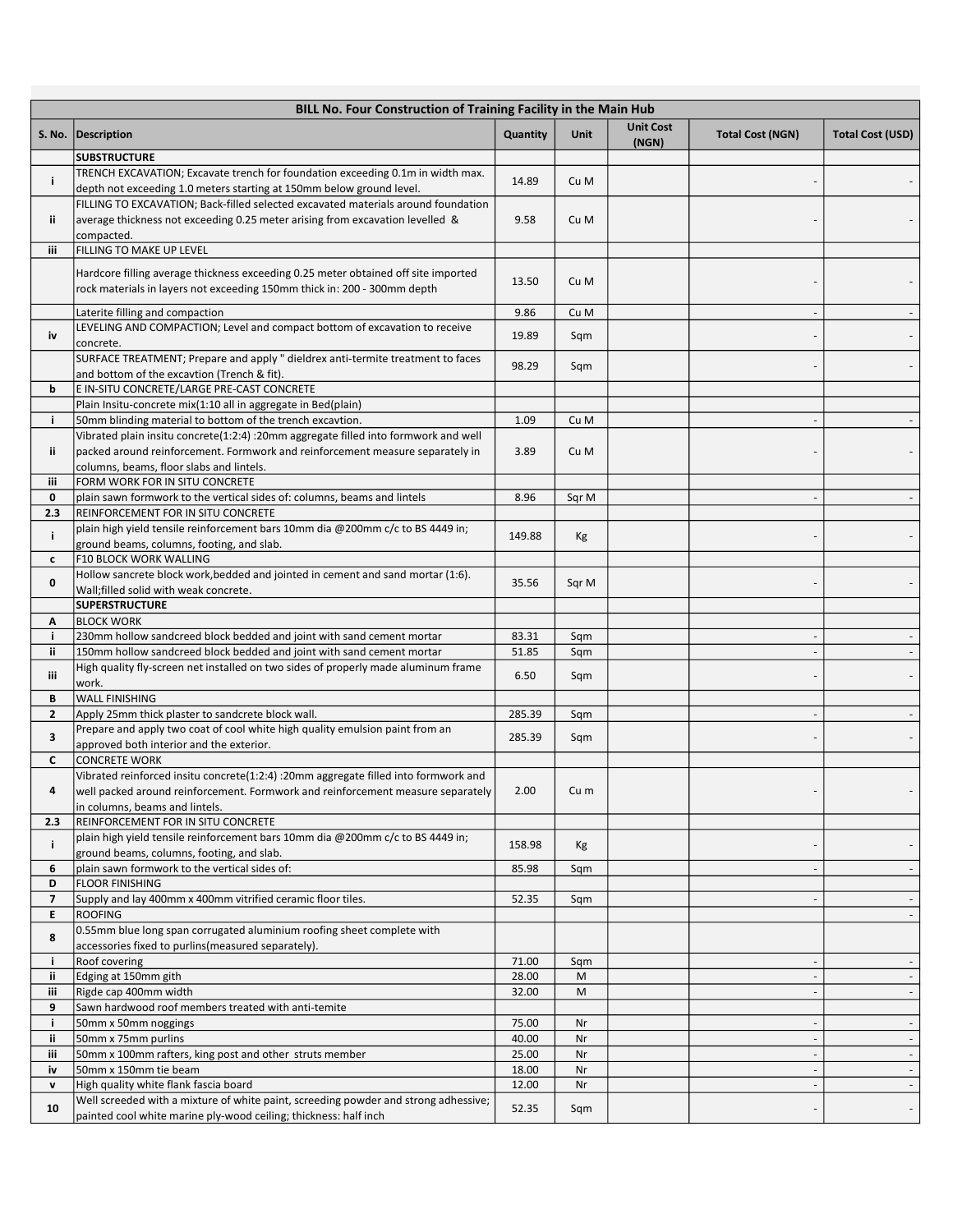| BILL No. Four Construction of Training Facility in the Main Hub | | | | | | |
|---|---|---|---|---|---|---|
| S. No. | Description | Quantity | Unit | Unit Cost (NGN) | Total Cost (NGN) | Total Cost (USD) |
| | **SUBSTRUCTURE** | | | | | |
| i | TRENCH EXCAVATION; Excavate trench for foundation exceeding 0.1m in width max. depth not exceeding 1.0 meters starting at 150mm below ground level. | 14.89 | Cu M | | - | - |
| ii | FILLING TO EXCAVATION; Back-filled selected excavated materials around foundation average thickness not exceeding 0.25 meter arising from excavation levelled & compacted. | 9.58 | Cu M | | - | - |
| iii | FILLING TO MAKE UP LEVEL | | | | | |
| | Hardcore filling average thickness exceeding 0.25 meter obtained off site imported rock materials in layers not exceeding 150mm thick in: 200 - 300mm depth | 13.50 | Cu M | | - | - |
| | Laterite filling and compaction | 9.86 | Cu M | | - | - |
| iv | LEVELING AND COMPACTION; Level and compact bottom of excavation to receive concrete. | 19.89 | Sqm | | - | - |
| | SURFACE TREATMENT; Prepare and apply " dieldrex anti-termite treatment to faces and bottom of the excavtion (Trench & fit). | 98.29 | Sqm | | - | - |
| b | E IN-SITU CONCRETE/LARGE PRE-CAST CONCRETE | | | | | |
| | Plain Insitu-concrete mix(1:10 all in aggregate in Bed(plain) | | | | | |
| i | 50mm blinding material to bottom of the trench excavtion. | 1.09 | Cu M | | - | - |
| ii | Vibrated plain insitu concrete(1:2:4) :20mm aggregate filled into formwork and well packed around reinforcement. Formwork and reinforcement measure separately in columns, beams, floor slabs and lintels. | 3.89 | Cu M | | - | - |
| iii | FORM WORK FOR IN SITU CONCRETE | | | | | |
| 0 | plain sawn formwork to the vertical sides of: columns, beams and lintels | 8.96 | Sqr M | | - | - |
| 2.3 | REINFORCEMENT FOR IN SITU CONCRETE | | | | | |
| i | plain high yield tensile reinforcement bars 10mm dia @200mm c/c to BS 4449 in; ground beams, columns, footing, and slab. | 149.88 | Kg | | - | - |
| c | F10 BLOCK WORK WALLING | | | | | |
| 0 | Hollow sancrete block work,bedded and jointed in cement and sand mortar (1:6). Wall;filled solid with weak concrete. | 35.56 | Sqr M | | - | - |
| | **SUPERSTRUCTURE** | | | | | |
| A | BLOCK WORK | | | | | |
| i | 230mm hollow sandcreed block bedded and joint with sand cement mortar | 83.31 | Sqm | | - | - |
| ii | 150mm hollow sandcreed block bedded and joint with sand cement mortar | 51.85 | Sqm | | - | - |
| iii | High quality fly-screen net installed on two sides of properly made aluminum frame work. | 6.50 | Sqm | | - | - |
| B | WALL FINISHING | | | | | |
| 2 | Apply 25mm thick plaster to sandcrete block wall. | 285.39 | Sqm | | - | - |
| 3 | Prepare and apply two coat of cool white high quality emulsion paint from an approved both interior and the exterior. | 285.39 | Sqm | | - | - |
| C | CONCRETE WORK | | | | | |
| 4 | Vibrated reinforced insitu concrete(1:2:4) :20mm aggregate filled into formwork and well packed around reinforcement. Formwork and reinforcement measure separately in columns, beams and lintels. | 2.00 | Cu m | | - | - |
| 2.3 | REINFORCEMENT FOR IN SITU CONCRETE | | | | | |
| i | plain high yield tensile reinforcement bars 10mm dia @200mm c/c to BS 4449 in; ground beams, columns, footing, and slab. | 158.98 | Kg | | - | - |
| 6 | plain sawn formwork to the vertical sides of: | 85.98 | Sqm | | - | - |
| D | FLOOR FINISHING | | | | | |
| 7 | Supply and lay 400mm x 400mm vitrified ceramic floor tiles. | 52.35 | Sqm | | - | - |
| E | ROOFING | | | | | - |
| 8 | 0.55mm blue long span corrugated aluminium roofing sheet complete with accessories fixed to purlins(measured separately). | | | | | |
| i | Roof covering | 71.00 | Sqm | | - | - |
| ii | Edging at 150mm gith | 28.00 | M | | - | - |
| iii | Rigde cap 400mm width | 32.00 | M | | - | - |
| 9 | Sawn hardwood roof members treated with anti-temite | | | | | |
| i | 50mm x 50mm noggings | 75.00 | Nr | | - | - |
| ii | 50mm x 75mm purlins | 40.00 | Nr | | - | - |
| iii | 50mm x 100mm rafters, king post and other struts member | 25.00 | Nr | | - | - |
| iv | 50mm x 150mm tie beam | 18.00 | Nr | | - | - |
| v | High quality white flank fascia board | 12.00 | Nr | | - | - |
| 10 | Well screeded with a mixture of white paint, screeding powder and strong adhesive; painted cool white marine ply-wood ceiling; thickness: half inch | 52.35 | Sqm | | - | - |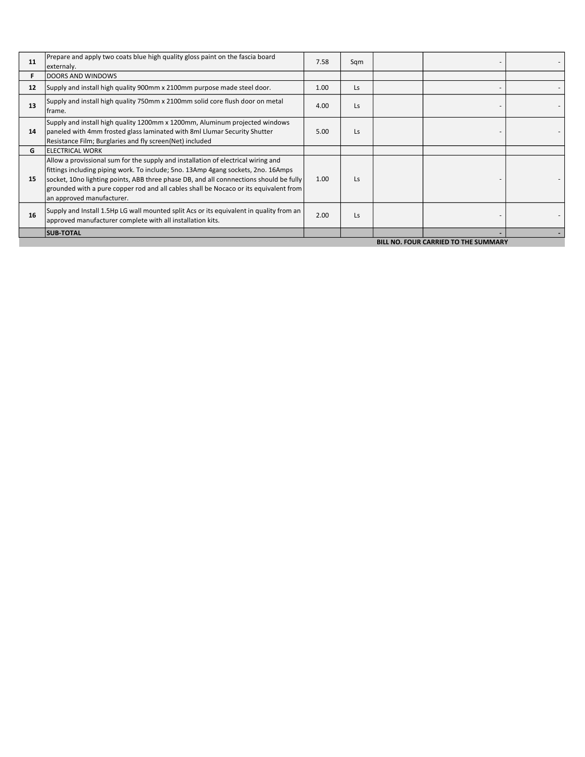| | | | | | | |
|---|---|---|---|---|---|---|
| 11 | Prepare and apply two coats blue high quality gloss paint on the fascia board externaly. | 7.58 | Sqm | | - | - |
| F | DOORS AND WINDOWS | | | | | |
| 12 | Supply and install high quality 900mm x 2100mm purpose made steel door. | 1.00 | Ls | | - | - |
| 13 | Supply and install high quality 750mm x 2100mm solid core flush door on metal frame. | 4.00 | Ls | | - | - |
| 14 | Supply and install high quality 1200mm x 1200mm, Aluminum projected windows paneled with 4mm frosted glass laminated with 8ml Llumar Security Shutter Resistance Film; Burglaries and fly screen(Net) included | 5.00 | Ls | | - | - |
| G | ELECTRICAL WORK | | | | | |
| 15 | Allow a provissional sum for the supply and installation of electrical wiring and fittings including piping work. To include; 5no. 13Amp 4gang sockets, 2no. 16Amps socket, 10no lighting points, ABB three phase DB, and all connnections should be fully grounded with a pure copper rod and all cables shall be Nocaco or its equivalent from an approved manufacturer. | 1.00 | Ls | | - | - |
| 16 | Supply and Install 1.5Hp LG wall mounted split Acs or its equivalent in quality from an approved manufacturer complete with all installation kits. | 2.00 | Ls | | - | - |
| | **SUB-TOTAL** | | | | - | - |

**BILL NO. FOUR CARRIED TO THE SUMMARY**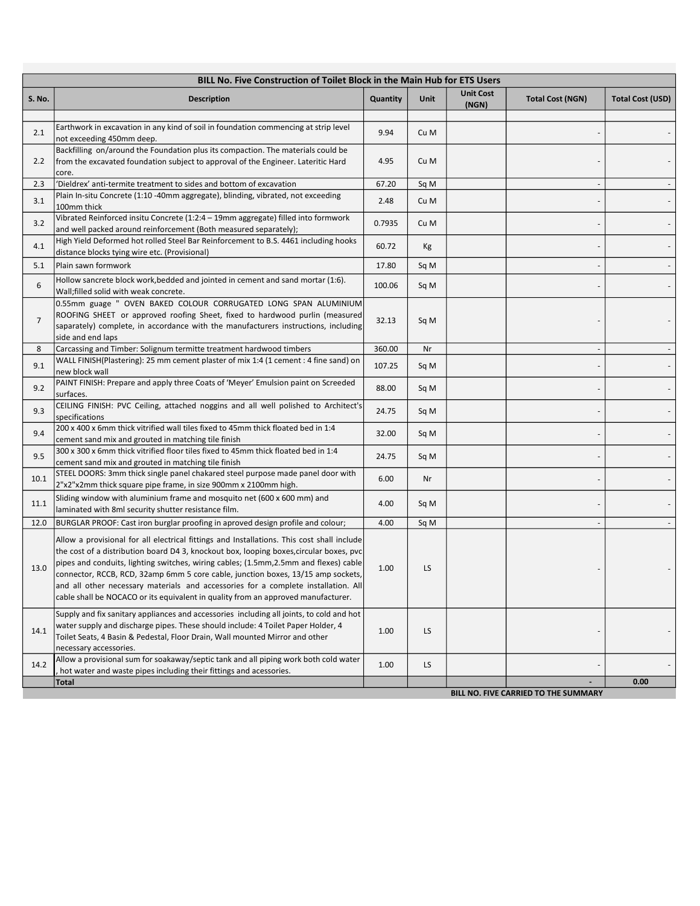| BILL No. Five Construction of Toilet Block in the Main Hub for ETS Users | | | | | | |
|---|---|---|---|---|---|---|
| S. No. | Description | Quantity | Unit | Unit Cost (NGN) | Total Cost (NGN) | Total Cost (USD) |
| | | | | | | |
| 2.1 | Earthwork in excavation in any kind of soil in foundation commencing at strip level not exceeding 450mm deep. | 9.94 | Cu M | | - | - |
| 2.2 | Backfilling on/around the Foundation plus its compaction. The materials could be from the excavated foundation subject to approval of the Engineer. Lateritic Hard core. | 4.95 | Cu M | | - | - |
| 2.3 | 'Dieldrex' anti-termite treatment to sides and bottom of excavation | 67.20 | Sq M | | - | - |
| 3.1 | Plain In-situ Concrete (1:10 -40mm aggregate), blinding, vibrated, not exceeding 100mm thick | 2.48 | Cu M | | - | - |
| 3.2 | Vibrated Reinforced insitu Concrete (1:2:4 – 19mm aggregate) filled into formwork and well packed around reinforcement (Both measured separately); | 0.7935 | Cu M | | - | - |
| 4.1 | High Yield Deformed hot rolled Steel Bar Reinforcement to B.S. 4461 including hooks distance blocks tying wire etc. (Provisional) | 60.72 | Kg | | - | - |
| 5.1 | Plain sawn formwork | 17.80 | Sq M | | - | - |
| 6 | Hollow sancrete block work,bedded and jointed in cement and sand mortar (1:6). Wall;filled solid with weak concrete. | 100.06 | Sq M | | - | - |
| 7 | 0.55mm guage " OVEN BAKED COLOUR CORRUGATED LONG SPAN ALUMINIUM ROOFING SHEET or approved roofing Sheet, fixed to hardwood purlin (measured saparately) complete, in accordance with the manufacturers instructions, including side and end laps | 32.13 | Sq M | | - | - |
| 8 | Carcassing and Timber: Solignum termitte treatment hardwood timbers | 360.00 | Nr | | - | - |
| 9.1 | WALL FINISH(Plastering): 25 mm cement plaster of mix 1:4 (1 cement : 4 fine sand) on new block wall | 107.25 | Sq M | | - | - |
| 9.2 | PAINT FINISH: Prepare and apply three Coats of 'Meyer' Emulsion paint on Screeded surfaces. | 88.00 | Sq M | | - | - |
| 9.3 | CEILING FINISH: PVC Ceiling, attached noggins and all well polished to Architect's specifications | 24.75 | Sq M | | - | - |
| 9.4 | 200 x 400 x 6mm thick vitrified wall tiles fixed to 45mm thick floated bed in 1:4 cement sand mix and grouted in matching tile finish | 32.00 | Sq M | | - | - |
| 9.5 | 300 x 300 x 6mm thick vitrified floor tiles fixed to 45mm thick floated bed in 1:4 cement sand mix and grouted in matching tile finish | 24.75 | Sq M | | - | - |
| 10.1 | STEEL DOORS: 3mm thick single panel chakared steel purpose made panel door with 2"x2"x2mm thick square pipe frame, in size 900mm x 2100mm high. | 6.00 | Nr | | - | - |
| 11.1 | Sliding window with aluminium frame and mosquito net (600 x 600 mm) and laminated with 8ml security shutter resistance film. | 4.00 | Sq M | | - | - |
| 12.0 | BURGLAR PROOF: Cast iron burglar proofing in aproved design profile and colour; | 4.00 | Sq M | | - | - |
| 13.0 | Allow a provisional for all electrical fittings and Installations. This cost shall include the cost of a distribution board D4 3, knockout box, looping boxes,circular boxes, pvc pipes and conduits, lighting switches, wiring cables; (1.5mm,2.5mm and flexes) cable connector, RCCB, RCD, 32amp 6mm 5 core cable, junction boxes, 13/15 amp sockets, and all other necessary materials and accessories for a complete installation. All cable shall be NOCACO or its equivalent in quality from an approved manufacturer. | 1.00 | LS | | - | - |
| 14.1 | Supply and fix sanitary appliances and accessories including all joints, to cold and hot water supply and discharge pipes. These should include: 4 Toilet Paper Holder, 4 Toilet Seats, 4 Basin & Pedestal, Floor Drain, Wall mounted Mirror and other necessary accessories. | 1.00 | LS | | - | - |
| 14.2 | Allow a provisional sum for soakaway/septic tank and all piping work both cold water , hot water and waste pipes including their fittings and acessories. | 1.00 | LS | | - | - |
| | **Total** | | | | - | 0.00 |

**BILL NO. FIVE CARRIED TO THE SUMMARY**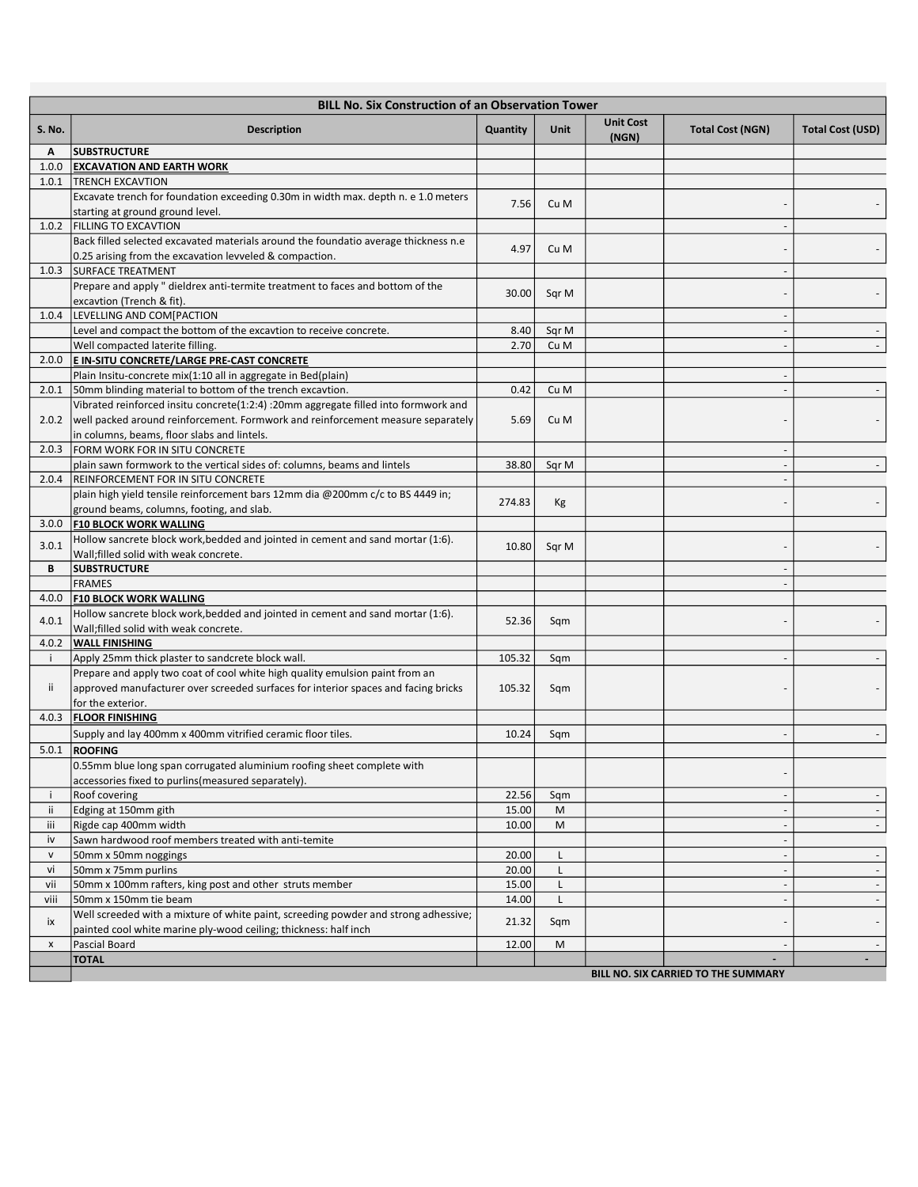| BILL No. Six Construction of an Observation Tower | | | | | | |
|---|---|---|---|---|---|---|
| **S. No.** | **Description** | **Quantity** | **Unit** | **Unit Cost (NGN)** | **Total Cost (NGN)** | **Total Cost (USD)** |
| **A** | **SUBSTRUCTURE** | | | | | |
| 1.0.0 | **EXCAVATION AND EARTH WORK** | | | | | |
| 1.0.1 | TRENCH EXCAVTION | | | | | |
| | Excavate trench for foundation exceeding 0.30m in width max. depth n. e 1.0 meters starting at ground ground level. | 7.56 | Cu M | | - | - |
| 1.0.2 | FILLING TO EXCAVTION | | | | - | |
| | Back filled selected excavated materials around the foundatio average thickness n.e 0.25 arising from the excavation levveled & compaction. | 4.97 | Cu M | | - | - |
| 1.0.3 | SURFACE TREATMENT | | | | - | |
| | Prepare and apply " dieldrex anti-termite treatment to faces and bottom of the excavtion (Trench & fit). | 30.00 | Sqr M | | - | - |
| 1.0.4 | LEVELLING AND COM[PACTION | | | | - | |
| | Level and compact the bottom of the excavtion to receive concrete. | 8.40 | Sqr M | | - | - |
| | Well compacted laterite filling. | 2.70 | Cu M | | - | - |
| 2.0.0 | **E IN-SITU CONCRETE/LARGE PRE-CAST CONCRETE** | | | | | |
| | Plain Insitu-concrete mix(1:10 all in aggregate in Bed(plain) | | | | - | |
| 2.0.1 | 50mm blinding material to bottom of the trench excavtion. | 0.42 | Cu M | | - | - |
| 2.0.2 | Vibrated reinforced insitu concrete(1:2:4) :20mm aggregate filled into formwork and well packed around reinforcement. Formwork and reinforcement measure separately in columns, beams, floor slabs and lintels. | 5.69 | Cu M | | - | - |
| 2.0.3 | FORM WORK FOR IN SITU CONCRETE | | | | - | |
| | plain sawn formwork to the vertical sides of: columns, beams and lintels | 38.80 | Sqr M | | - | - |
| 2.0.4 | REINFORCEMENT FOR IN SITU CONCRETE | | | | - | |
| | plain high yield tensile reinforcement bars 12mm dia @200mm c/c to BS 4449 in; ground beams, columns, footing, and slab. | 274.83 | Kg | | - | - |
| 3.0.0 | **F10 BLOCK WORK WALLING** | | | | | |
| 3.0.1 | Hollow sancrete block work,bedded and jointed in cement and sand mortar (1:6). Wall;filled solid with weak concrete. | 10.80 | Sqr M | | - | - |
| **B** | **SUBSTRUCTURE** | | | | - | |
| | FRAMES | | | | - | |
| 4.0.0 | **F10 BLOCK WORK WALLING** | | | | | |
| 4.0.1 | Hollow sancrete block work,bedded and jointed in cement and sand mortar (1:6). Wall;filled solid with weak concrete. | 52.36 | Sqm | | - | - |
| 4.0.2 | **WALL FINISHING** | | | | | |
| i | Apply 25mm thick plaster to sandcrete block wall. | 105.32 | Sqm | | - | - |
| ii | Prepare and apply two coat of cool white high quality emulsion paint from an approved manufacturer over screeded surfaces for interior spaces and facing bricks for the exterior. | 105.32 | Sqm | | - | - |
| 4.0.3 | **FLOOR FINISHING** | | | | | |
| | Supply and lay 400mm x 400mm vitrified ceramic floor tiles. | 10.24 | Sqm | | - | - |
| 5.0.1 | **ROOFING** | | | | | |
| | 0.55mm blue long span corrugated aluminium roofing sheet complete with accessories fixed to purlins(measured separately). | | | | - | |
| i | Roof covering | 22.56 | Sqm | | - | - |
| ii | Edging at 150mm gith | 15.00 | M | | - | - |
| iii | Rigde cap 400mm width | 10.00 | M | | - | - |
| iv | Sawn hardwood roof members treated with anti-temite | | | | - | |
| v | 50mm x 50mm noggings | 20.00 | L | | - | - |
| vi | 50mm x 75mm purlins | 20.00 | L | | - | - |
| vii | 50mm x 100mm rafters, king post and other struts member | 15.00 | L | | - | - |
| viii | 50mm x 150mm tie beam | 14.00 | L | | - | - |
| ix | Well screeded with a mixture of white paint, screeding powder and strong adhessive; painted cool white marine ply-wood ceiling; thickness: half inch | 21.32 | Sqm | | - | - |
| x | Pascial Board | 12.00 | M | | - | - |
| | **TOTAL** | | | | **-** | **-** |
| | | | | **BILL NO. SIX CARRIED TO THE SUMMARY** | | |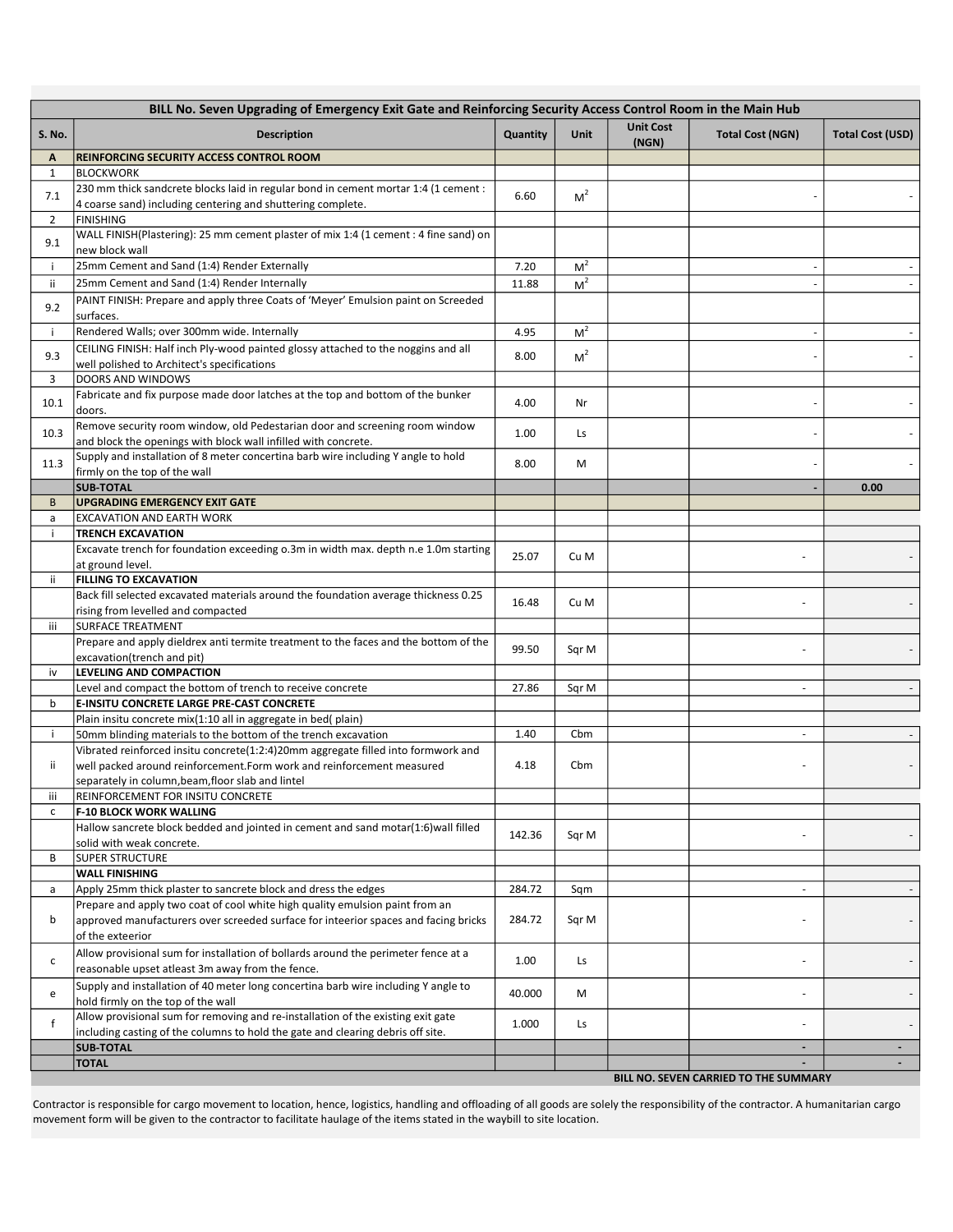| BILL No. Seven Upgrading of Emergency Exit Gate and Reinforcing Security Access Control Room in the Main Hub | | | | | | |
|---|---|---|---|---|---|---|
| **S. No.** | **Description** | **Quantity** | **Unit** | **Unit Cost (NGN)** | **Total Cost (NGN)** | **Total Cost (USD)** |
| **A** | **REINFORCING SECURITY ACCESS CONTROL ROOM** | | | | | |
| 1 | BLOCKWORK | | | | | |
| 7.1 | 230 mm thick sandcrete blocks laid in regular bond in cement mortar 1:4 (1 cement : 4 coarse sand) including centering and shuttering complete. | 6.60 | $M^2$ | | - | - |
| 2 | FINISHING | | | | | |
| 9.1 | WALL FINISH(Plastering): 25 mm cement plaster of mix 1:4 (1 cement : 4 fine sand) on new block wall | | | | | |
| i | 25mm Cement and Sand (1:4) Render Externally | 7.20 | $M^2$ | | - | - |
| ii | 25mm Cement and Sand (1:4) Render Internally | 11.88 | $M^2$ | | - | - |
| 9.2 | PAINT FINISH: Prepare and apply three Coats of 'Meyer' Emulsion paint on Screeded surfaces. | | | | | |
| i | Rendered Walls; over 300mm wide. Internally | 4.95 | $M^2$ | | - | - |
| 9.3 | CEILING FINISH: Half inch Ply-wood painted glossy attached to the noggins and all well polished to Architect's specifications | 8.00 | $M^2$ | | - | - |
| 3 | DOORS AND WINDOWS | | | | | |
| 10.1 | Fabricate and fix purpose made door latches at the top and bottom of the bunker doors. | 4.00 | Nr | | - | - |
| 10.3 | Remove security room window, old Pedestarian door and screening room window and block the openings with block wall infilled with concrete. | 1.00 | Ls | | - | - |
| 11.3 | Supply and installation of 8 meter concertina barb wire including Y angle to hold firmly on the top of the wall | 8.00 | M | | - | - |
| | **SUB-TOTAL** | | | | - | **0.00** |
| B | **UPGRADING EMERGENCY EXIT GATE** | | | | | |
| a | EXCAVATION AND EARTH WORK | | | | | |
| i | **TRENCH EXCAVATION** | | | | | |
| | Excavate trench for foundation exceeding o.3m in width max. depth n.e 1.0m starting at ground level. | 25.07 | Cu M | | - | - |
| ii | **FILLING TO EXCAVATION** | | | | | |
| | Back fill selected excavated materials around the foundation average thickness 0.25 rising from levelled and compacted | 16.48 | Cu M | | - | - |
| iii | SURFACE TREATMENT | | | | | |
| | Prepare and apply dieldrex anti termite treatment to the faces and the bottom of the excavation(trench and pit) | 99.50 | Sqr M | | - | - |
| iv | **LEVELING AND COMPACTION** | | | | | |
| | Level and compact the bottom of trench to receive concrete | 27.86 | Sqr M | | - | - |
| b | **E-INSITU CONCRETE LARGE PRE-CAST CONCRETE** | | | | | |
| | Plain insitu concrete mix(1:10 all in aggregate in bed( plain) | | | | | |
| i | 50mm blinding materials to the bottom of the trench excavation | 1.40 | Cbm | | - | - |
| ii | Vibrated reinforced insitu concrete(1:2:4)20mm aggregate filled into formwork and well packed around reinforcement.Form work and reinforcement measured separately in column,beam,floor slab and lintel | 4.18 | Cbm | | - | - |
| iii | REINFORCEMENT FOR INSITU CONCRETE | | | | | |
| c | **F-10 BLOCK WORK WALLING** | | | | | |
| | Hallow sancrete block bedded and jointed in cement and sand motar(1:6)wall filled solid with weak concrete. | 142.36 | Sqr M | | - | - |
| B | SUPER STRUCTURE | | | | | |
| | **WALL FINISHING** | | | | | |
| a | Apply 25mm thick plaster to sancrete block and dress the edges | 284.72 | Sqm | | - | - |
| b | Prepare and apply two coat of cool white high quality emulsion paint from an approved manufacturers over screeded surface for inteerior spaces and facing bricks of the exteerior | 284.72 | Sqr M | | - | - |
| c | Allow provisional sum for installation of bollards around the perimeter fence at a reasonable upset atleast 3m away from the fence. | 1.00 | Ls | | - | - |
| e | Supply and installation of 40 meter long concertina barb wire including Y angle to hold firmly on the top of the wall | 40.000 | M | | - | - |
| f | Allow provisional sum for removing and re-installation of the existing exit gate including casting of the columns to hold the gate and clearing debris off site. | 1.000 | Ls | | - | - |
| | **SUB-TOTAL** | | | | - | - |
| | **TOTAL** | | | | - | - |
| | | | | **BILL NO. SEVEN CARRIED TO THE SUMMARY** | | |

Contractor is responsible for cargo movement to location, hence, logistics, handling and offloading of all goods are solely the responsibility of the contractor. A humanitarian cargo movement form will be given to the contractor to facilitate haulage of the items stated in the waybill to site location.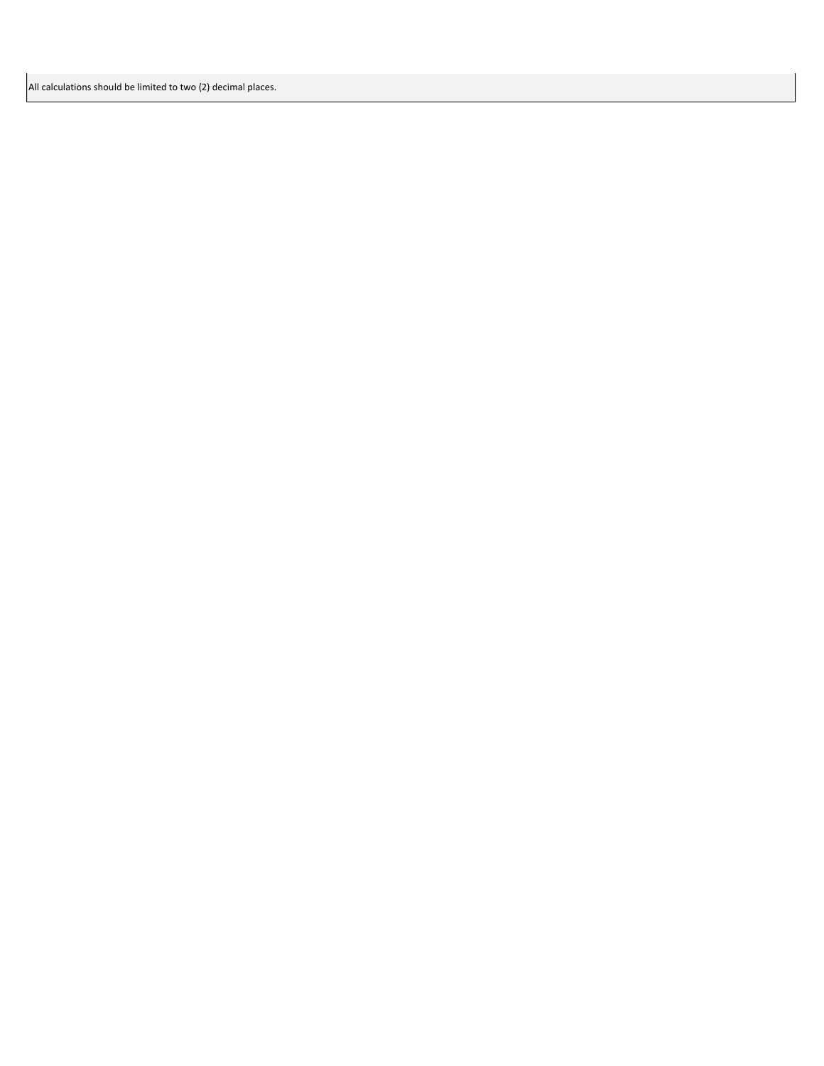All calculations should be limited to two (2) decimal places.